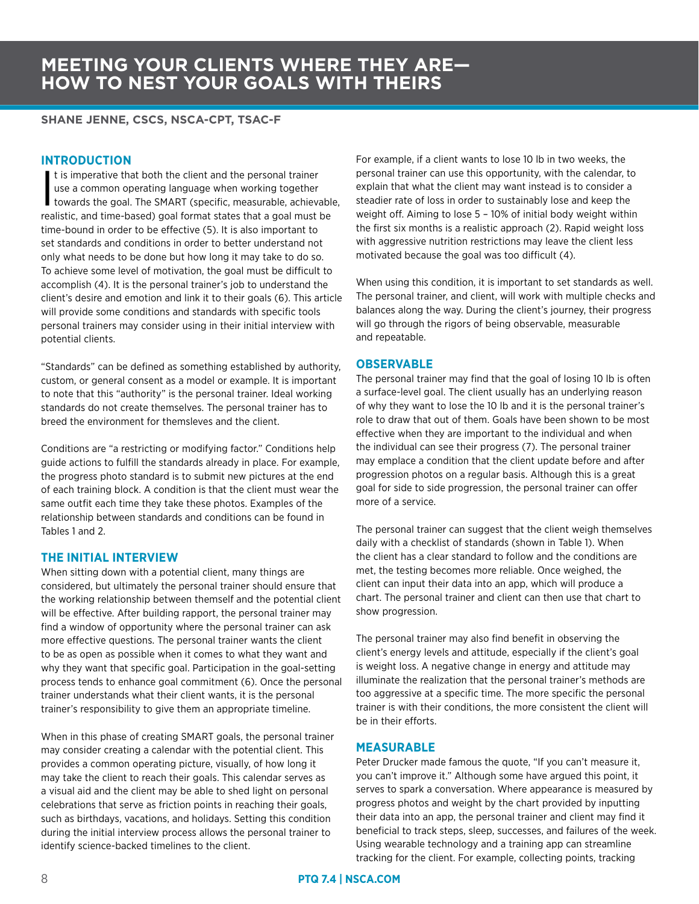# MEETING YOUR CLIENTS WHERE THEY ARE—HOW TO NEST YOUR GOALS WITH THEIRS

**SHANE JENNE, CSCS, NSCA-CPT, TSAC-F**

## INTRODUCTION

It is imperative that both the client and the personal trainer use a common operating language when working together towards the goal. The SMART (specific, measurable, achievable, realistic, and time-based) goal format states that a goal must be time-bound in order to be effective (5). It is also important to set standards and conditions in order to better understand not only what needs to be done but how long it may take to do so. To achieve some level of motivation, the goal must be difficult to accomplish (4). It is the personal trainer's job to understand the client's desire and emotion and link it to their goals (6). This article will provide some conditions and standards with specific tools personal trainers may consider using in their initial interview with potential clients.

"Standards" can be defined as something established by authority, custom, or general consent as a model or example. It is important to note that this "authority" is the personal trainer. Ideal working standards do not create themselves. The personal trainer has to breed the environment for themsleves and the client.

Conditions are "a restricting or modifying factor." Conditions help guide actions to fulfill the standards already in place. For example, the progress photo standard is to submit new pictures at the end of each training block. A condition is that the client must wear the same outfit each time they take these photos. Examples of the relationship between standards and conditions can be found in Tables 1 and 2.

## THE INITIAL INTERVIEW

When sitting down with a potential client, many things are considered, but ultimately the personal trainer should ensure that the working relationship between themself and the potential client will be effective. After building rapport, the personal trainer may find a window of opportunity where the personal trainer can ask more effective questions. The personal trainer wants the client to be as open as possible when it comes to what they want and why they want that specific goal. Participation in the goal-setting process tends to enhance goal commitment (6). Once the personal trainer understands what their client wants, it is the personal trainer's responsibility to give them an appropriate timeline.

When in this phase of creating SMART goals, the personal trainer may consider creating a calendar with the potential client. This provides a common operating picture, visually, of how long it may take the client to reach their goals. This calendar serves as a visual aid and the client may be able to shed light on personal celebrations that serve as friction points in reaching their goals, such as birthdays, vacations, and holidays. Setting this condition during the initial interview process allows the personal trainer to identify science-backed timelines to the client.

For example, if a client wants to lose 10 lb in two weeks, the personal trainer can use this opportunity, with the calendar, to explain that what the client may want instead is to consider a steadier rate of loss in order to sustainably lose and keep the weight off. Aiming to lose 5 – 10% of initial body weight within the first six months is a realistic approach (2). Rapid weight loss with aggressive nutrition restrictions may leave the client less motivated because the goal was too difficult (4).

When using this condition, it is important to set standards as well. The personal trainer, and client, will work with multiple checks and balances along the way. During the client's journey, their progress will go through the rigors of being observable, measurable and repeatable.

## OBSERVABLE

The personal trainer may find that the goal of losing 10 lb is often a surface-level goal. The client usually has an underlying reason of why they want to lose the 10 lb and it is the personal trainer's role to draw that out of them. Goals have been shown to be most effective when they are important to the individual and when the individual can see their progress (7). The personal trainer may emplace a condition that the client update before and after progression photos on a regular basis. Although this is a great goal for side to side progression, the personal trainer can offer more of a service.

The personal trainer can suggest that the client weigh themselves daily with a checklist of standards (shown in Table 1). When the client has a clear standard to follow and the conditions are met, the testing becomes more reliable. Once weighed, the client can input their data into an app, which will produce a chart. The personal trainer and client can then use that chart to show progression.

The personal trainer may also find benefit in observing the client's energy levels and attitude, especially if the client's goal is weight loss. A negative change in energy and attitude may illuminate the realization that the personal trainer's methods are too aggressive at a specific time. The more specific the personal trainer is with their conditions, the more consistent the client will be in their efforts.

## MEASURABLE

Peter Drucker made famous the quote, "If you can't measure it, you can't improve it." Although some have argued this point, it serves to spark a conversation. Where appearance is measured by progress photos and weight by the chart provided by inputting their data into an app, the personal trainer and client may find it beneficial to track steps, sleep, successes, and failures of the week. Using wearable technology and a training app can streamline tracking for the client. For example, collecting points, tracking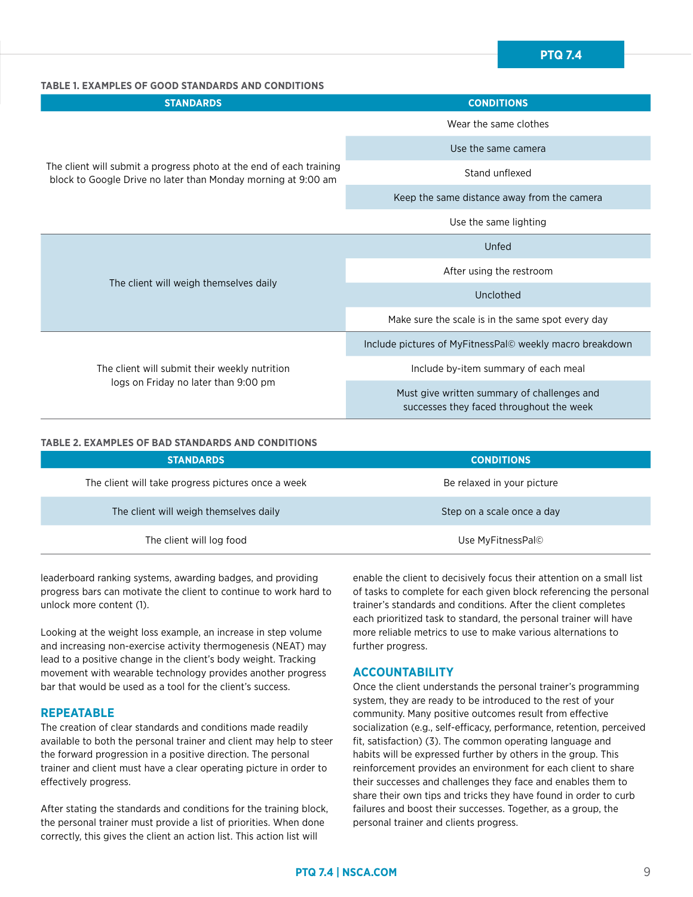**TABLE 1. EXAMPLES OF GOOD STANDARDS AND CONDITIONS**

| STANDARDS | CONDITIONS |
|---|---|
| The client will submit a progress photo at the end of each training block to Google Drive no later than Monday morning at 9:00 am | Wear the same clothes |
| | Use the same camera |
| | Stand unflexed |
| | Keep the same distance away from the camera |
| | Use the same lighting |
| The client will weigh themselves daily | Unfed |
| | After using the restroom |
| | Unclothed |
| | Make sure the scale is in the same spot every day |
| The client will submit their weekly nutrition logs on Friday no later than 9:00 pm | Include pictures of MyFitnessPal© weekly macro breakdown |
| | Include by-item summary of each meal |
| | Must give written summary of challenges and successes they faced throughout the week |

**TABLE 2. EXAMPLES OF BAD STANDARDS AND CONDITIONS**

| STANDARDS | CONDITIONS |
|---|---|
| The client will take progress pictures once a week | Be relaxed in your picture |
| The client will weigh themselves daily | Step on a scale once a day |
| The client will log food | Use MyFitnessPal© |

leaderboard ranking systems, awarding badges, and providing progress bars can motivate the client to continue to work hard to unlock more content (1).

Looking at the weight loss example, an increase in step volume and increasing non-exercise activity thermogenesis (NEAT) may lead to a positive change in the client's body weight. Tracking movement with wearable technology provides another progress bar that would be used as a tool for the client's success.

## REPEATABLE

The creation of clear standards and conditions made readily available to both the personal trainer and client may help to steer the forward progression in a positive direction. The personal trainer and client must have a clear operating picture in order to effectively progress.

After stating the standards and conditions for the training block, the personal trainer must provide a list of priorities. When done correctly, this gives the client an action list. This action list will enable the client to decisively focus their attention on a small list of tasks to complete for each given block referencing the personal trainer's standards and conditions. After the client completes each prioritized task to standard, the personal trainer will have more reliable metrics to use to make various alternations to further progress.

## ACCOUNTABILITY

Once the client understands the personal trainer's programming system, they are ready to be introduced to the rest of your community. Many positive outcomes result from effective socialization (e.g., self-efficacy, performance, retention, perceived fit, satisfaction) (3). The common operating language and habits will be expressed further by others in the group. This reinforcement provides an environment for each client to share their successes and challenges they face and enables them to share their own tips and tricks they have found in order to curb failures and boost their successes. Together, as a group, the personal trainer and clients progress.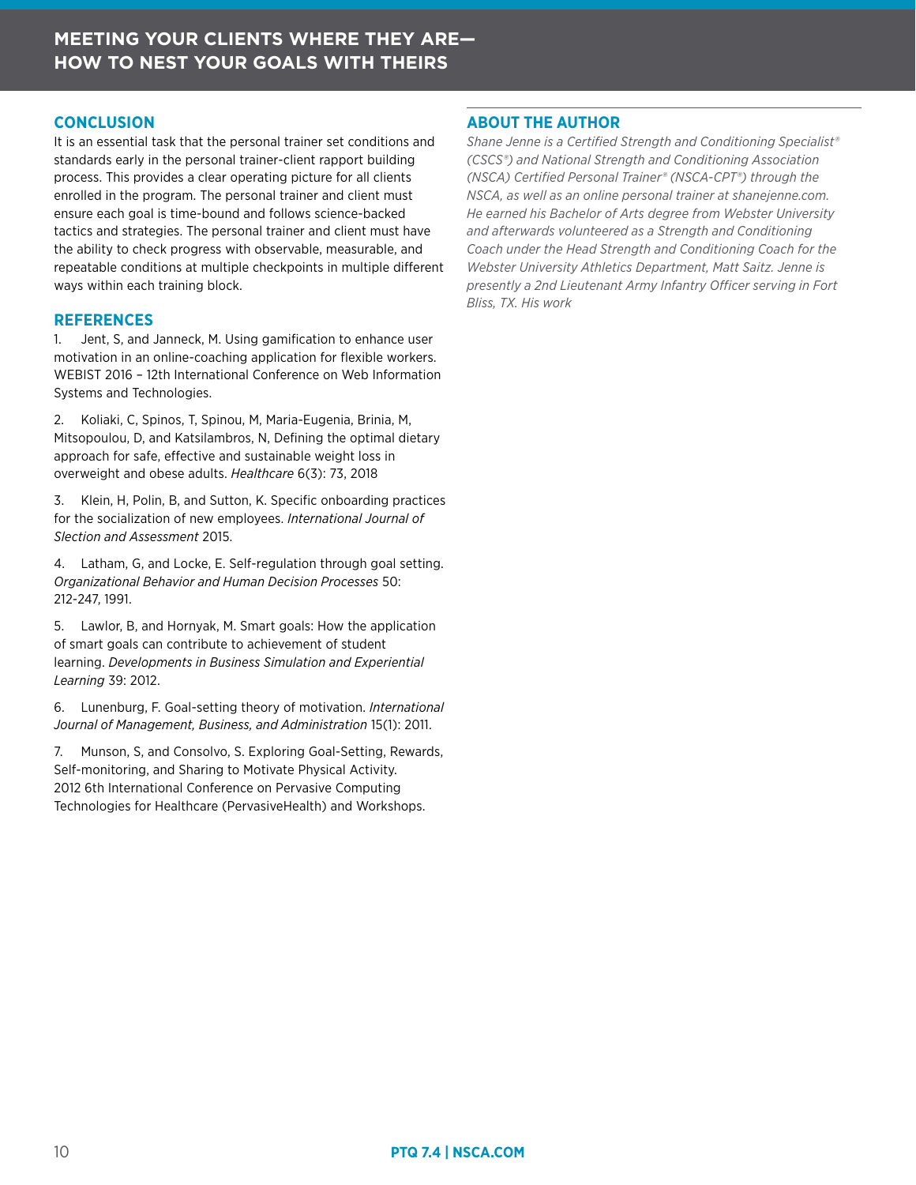## CONCLUSION

It is an essential task that the personal trainer set conditions and standards early in the personal trainer-client rapport building process. This provides a clear operating picture for all clients enrolled in the program. The personal trainer and client must ensure each goal is time-bound and follows science-backed tactics and strategies. The personal trainer and client must have the ability to check progress with observable, measurable, and repeatable conditions at multiple checkpoints in multiple different ways within each training block.

## REFERENCES

1. Jent, S, and Janneck, M. Using gamification to enhance user motivation in an online-coaching application for flexible workers. WEBIST 2016 – 12th International Conference on Web Information Systems and Technologies.

2. Koliaki, C, Spinos, T, Spinou, M, Maria-Eugenia, Brinia, M, Mitsopoulou, D, and Katsilambros, N, Defining the optimal dietary approach for safe, effective and sustainable weight loss in overweight and obese adults. *Healthcare* 6(3): 73, 2018

3. Klein, H, Polin, B, and Sutton, K. Specific onboarding practices for the socialization of new employees. *International Journal of Slection and Assessment* 2015.

4. Latham, G, and Locke, E. Self-regulation through goal setting. *Organizational Behavior and Human Decision Processes* 50: 212-247, 1991.

5. Lawlor, B, and Hornyak, M. Smart goals: How the application of smart goals can contribute to achievement of student learning. *Developments in Business Simulation and Experiential Learning* 39: 2012.

6. Lunenburg, F. Goal-setting theory of motivation. *International Journal of Management, Business, and Administration* 15(1): 2011.

7. Munson, S, and Consolvo, S. Exploring Goal-Setting, Rewards, Self-monitoring, and Sharing to Motivate Physical Activity. 2012 6th International Conference on Pervasive Computing Technologies for Healthcare (PervasiveHealth) and Workshops.

## ABOUT THE AUTHOR

*Shane Jenne is a Certified Strength and Conditioning Specialist® (CSCS®) and National Strength and Conditioning Association (NSCA) Certified Personal Trainer® (NSCA-CPT®) through the NSCA, as well as an online personal trainer at shanejenne.com. He earned his Bachelor of Arts degree from Webster University and afterwards volunteered as a Strength and Conditioning Coach under the Head Strength and Conditioning Coach for the Webster University Athletics Department, Matt Saitz. Jenne is presently a 2nd Lieutenant Army Infantry Officer serving in Fort Bliss, TX. His work*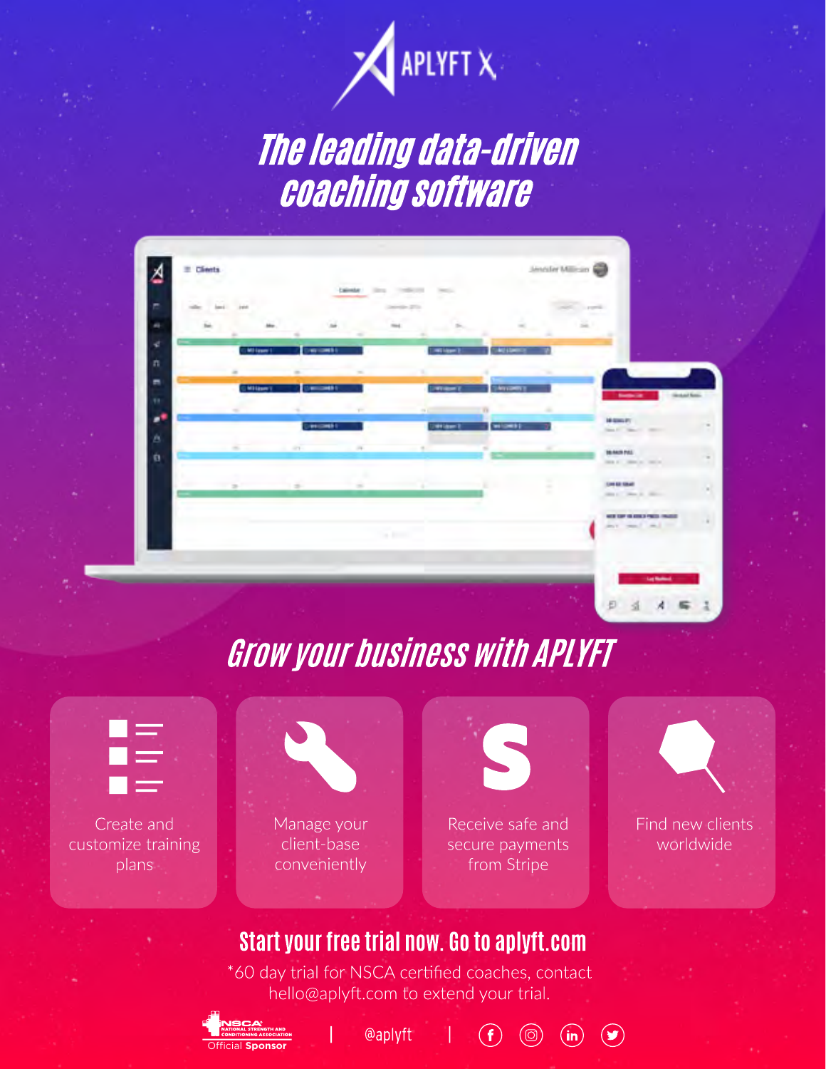# APLYFT X

## The leading data-driven coaching software

## Grow your business with APLYFT

- Create and customize training plans
- Manage your client-base conveniently
- Receive safe and secure payments from Stripe
- Find new clients worldwide

### Start your free trial now. Go to aplyft.com

*60 day trial for NSCA certified coaches, contact hello@aplyft.com to extend your trial.

NSCA National Strength and Conditioning Association Official Sponsor | @aplyft |